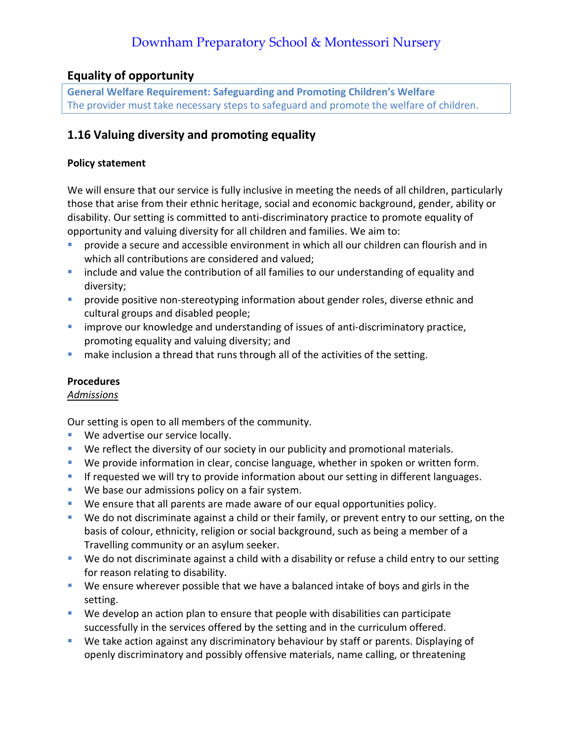# Downham Preparatory School & Montessori Nursery

## Equality of opportunity

**General Welfare Requirement: Safeguarding and Promoting Children's Welfare**
The provider must take necessary steps to safeguard and promote the welfare of children.

## 1.16 Valuing diversity and promoting equality

**Policy statement**

We will ensure that our service is fully inclusive in meeting the needs of all children, particularly those that arise from their ethnic heritage, social and economic background, gender, ability or disability. Our setting is committed to anti-discriminatory practice to promote equality of opportunity and valuing diversity for all children and families. We aim to:

- provide a secure and accessible environment in which all our children can flourish and in which all contributions are considered and valued;
- include and value the contribution of all families to our understanding of equality and diversity;
- provide positive non-stereotyping information about gender roles, diverse ethnic and cultural groups and disabled people;
- improve our knowledge and understanding of issues of anti-discriminatory practice, promoting equality and valuing diversity; and
- make inclusion a thread that runs through all of the activities of the setting.

**Procedures**

*Admissions*

Our setting is open to all members of the community.

- We advertise our service locally.
- We reflect the diversity of our society in our publicity and promotional materials.
- We provide information in clear, concise language, whether in spoken or written form.
- If requested we will try to provide information about our setting in different languages.
- We base our admissions policy on a fair system.
- We ensure that all parents are made aware of our equal opportunities policy.
- We do not discriminate against a child or their family, or prevent entry to our setting, on the basis of colour, ethnicity, religion or social background, such as being a member of a Travelling community or an asylum seeker.
- We do not discriminate against a child with a disability or refuse a child entry to our setting for reason relating to disability.
- We ensure wherever possible that we have a balanced intake of boys and girls in the setting.
- We develop an action plan to ensure that people with disabilities can participate successfully in the services offered by the setting and in the curriculum offered.
- We take action against any discriminatory behaviour by staff or parents. Displaying of openly discriminatory and possibly offensive materials, name calling, or threatening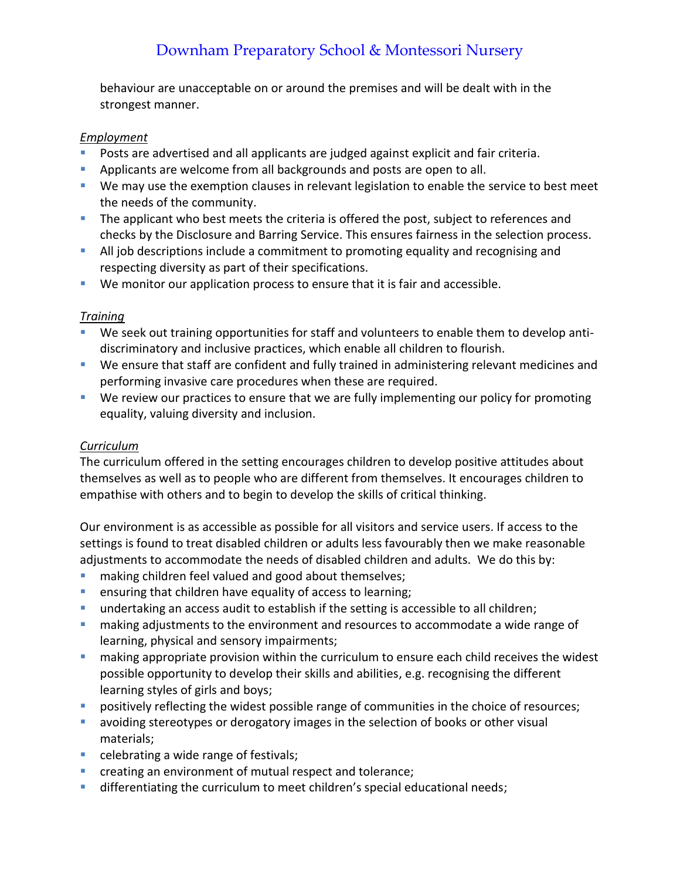behaviour are unacceptable on or around the premises and will be dealt with in the strongest manner.

*Employment*

- Posts are advertised and all applicants are judged against explicit and fair criteria.
- Applicants are welcome from all backgrounds and posts are open to all.
- We may use the exemption clauses in relevant legislation to enable the service to best meet the needs of the community.
- The applicant who best meets the criteria is offered the post, subject to references and checks by the Disclosure and Barring Service. This ensures fairness in the selection process.
- All job descriptions include a commitment to promoting equality and recognising and respecting diversity as part of their specifications.
- We monitor our application process to ensure that it is fair and accessible.

*Training*

- We seek out training opportunities for staff and volunteers to enable them to develop anti-discriminatory and inclusive practices, which enable all children to flourish.
- We ensure that staff are confident and fully trained in administering relevant medicines and performing invasive care procedures when these are required.
- We review our practices to ensure that we are fully implementing our policy for promoting equality, valuing diversity and inclusion.

*Curriculum*

The curriculum offered in the setting encourages children to develop positive attitudes about themselves as well as to people who are different from themselves. It encourages children to empathise with others and to begin to develop the skills of critical thinking.

Our environment is as accessible as possible for all visitors and service users. If access to the settings is found to treat disabled children or adults less favourably then we make reasonable adjustments to accommodate the needs of disabled children and adults. We do this by:

- making children feel valued and good about themselves;
- ensuring that children have equality of access to learning;
- undertaking an access audit to establish if the setting is accessible to all children;
- making adjustments to the environment and resources to accommodate a wide range of learning, physical and sensory impairments;
- making appropriate provision within the curriculum to ensure each child receives the widest possible opportunity to develop their skills and abilities, e.g. recognising the different learning styles of girls and boys;
- positively reflecting the widest possible range of communities in the choice of resources;
- avoiding stereotypes or derogatory images in the selection of books or other visual materials;
- celebrating a wide range of festivals;
- creating an environment of mutual respect and tolerance;
- differentiating the curriculum to meet children's special educational needs;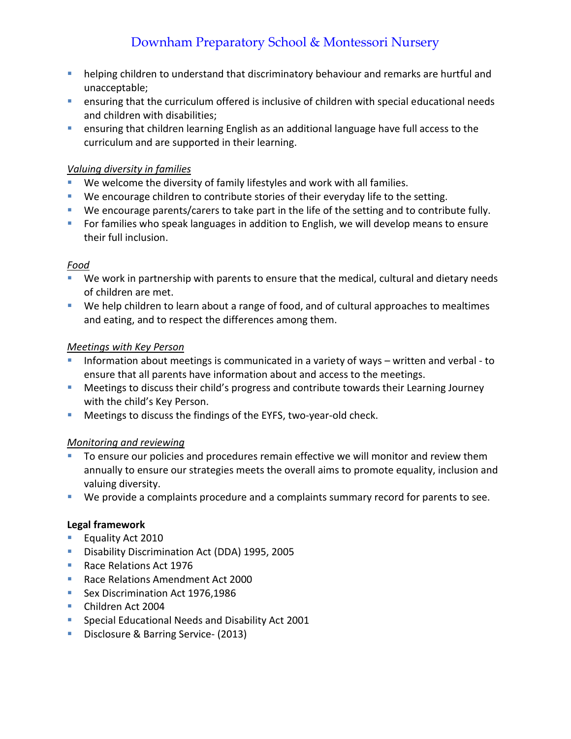- helping children to understand that discriminatory behaviour and remarks are hurtful and unacceptable;
- ensuring that the curriculum offered is inclusive of children with special educational needs and children with disabilities;
- ensuring that children learning English as an additional language have full access to the curriculum and are supported in their learning.

*Valuing diversity in families*

- We welcome the diversity of family lifestyles and work with all families.
- We encourage children to contribute stories of their everyday life to the setting.
- We encourage parents/carers to take part in the life of the setting and to contribute fully.
- For families who speak languages in addition to English, we will develop means to ensure their full inclusion.

*Food*

- We work in partnership with parents to ensure that the medical, cultural and dietary needs of children are met.
- We help children to learn about a range of food, and of cultural approaches to mealtimes and eating, and to respect the differences among them.

*Meetings with Key Person*

- Information about meetings is communicated in a variety of ways – written and verbal - to ensure that all parents have information about and access to the meetings.
- Meetings to discuss their child's progress and contribute towards their Learning Journey with the child's Key Person.
- Meetings to discuss the findings of the EYFS, two-year-old check.

*Monitoring and reviewing*

- To ensure our policies and procedures remain effective we will monitor and review them annually to ensure our strategies meets the overall aims to promote equality, inclusion and valuing diversity.
- We provide a complaints procedure and a complaints summary record for parents to see.

**Legal framework**

- Equality Act 2010
- Disability Discrimination Act (DDA) 1995, 2005
- Race Relations Act 1976
- Race Relations Amendment Act 2000
- Sex Discrimination Act 1976,1986
- Children Act 2004
- Special Educational Needs and Disability Act 2001
- Disclosure & Barring Service- (2013)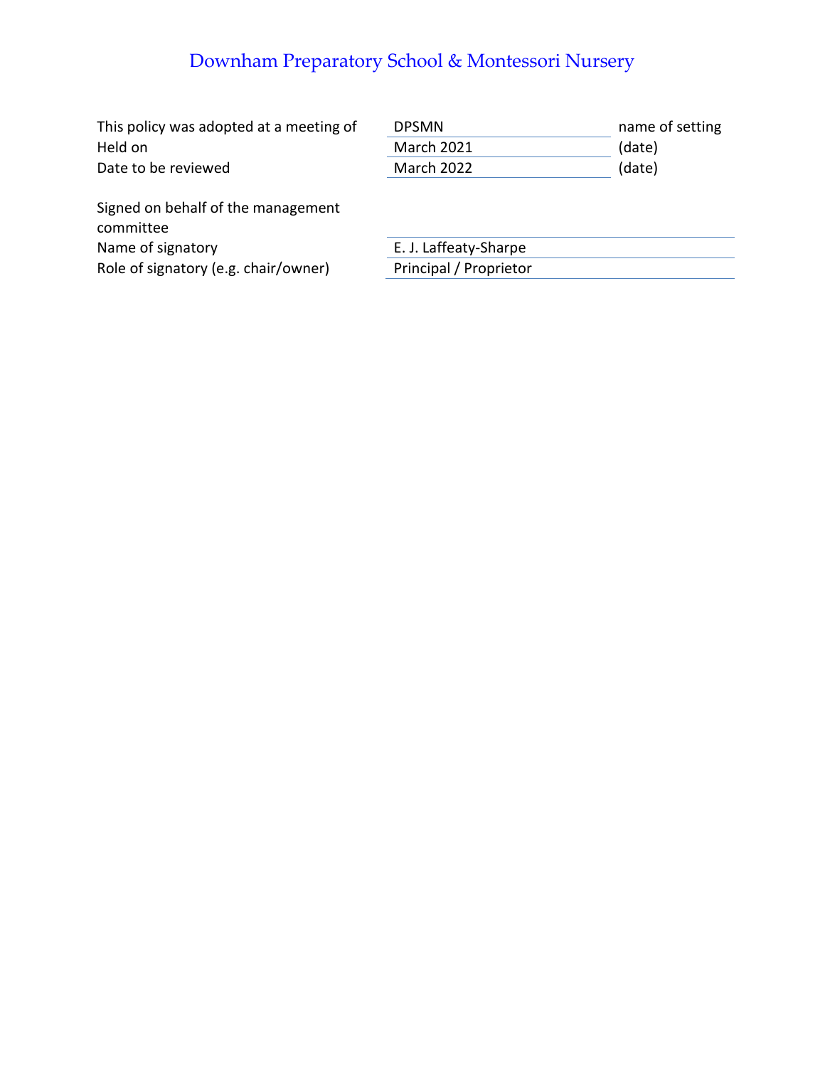Downhan Preparatory School & Montessori Nursery

| | | |
|---|---|---|
| This policy was adopted at a meeting of | DPSMN | name of setting |
| Held on | March 2021 | (date) |
| Date to be reviewed | March 2022 | (date) |
| Signed on behalf of the management committee | | |
| Name of signatory | E. J. Laffeaty-Sharpe | |
| Role of signatory (e.g. chair/owner) | Principal / Proprietor | |